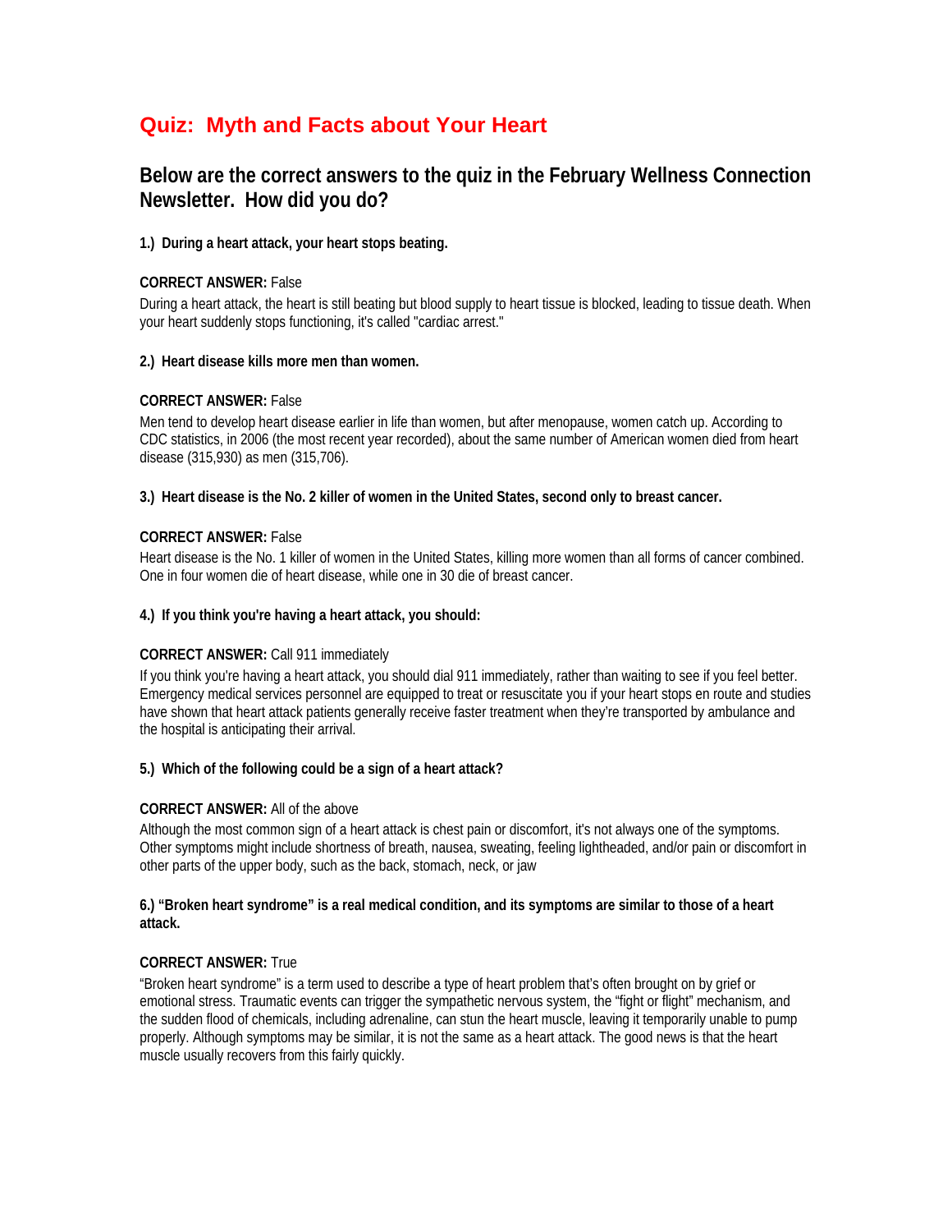# Quiz:  Myth and Facts about Your Heart

## Below are the correct answers to the quiz in the February Wellness Connection Newsletter.  How did you do?

**1.)  During a heart attack, your heart stops beating.**

**CORRECT ANSWER:** False

During a heart attack, the heart is still beating but blood supply to heart tissue is blocked, leading to tissue death. When your heart suddenly stops functioning, it's called "cardiac arrest."

**2.)  Heart disease kills more men than women.**

**CORRECT ANSWER:** False

Men tend to develop heart disease earlier in life than women, but after menopause, women catch up. According to CDC statistics, in 2006 (the most recent year recorded), about the same number of American women died from heart disease (315,930) as men (315,706).

**3.)  Heart disease is the No. 2 killer of women in the United States, second only to breast cancer.**

**CORRECT ANSWER:** False

Heart disease is the No. 1 killer of women in the United States, killing more women than all forms of cancer combined. One in four women die of heart disease, while one in 30 die of breast cancer.

**4.)  If you think you're having a heart attack, you should:**

**CORRECT ANSWER:** Call 911 immediately

If you think you're having a heart attack, you should dial 911 immediately, rather than waiting to see if you feel better. Emergency medical services personnel are equipped to treat or resuscitate you if your heart stops en route and studies have shown that heart attack patients generally receive faster treatment when they're transported by ambulance and the hospital is anticipating their arrival.

**5.)  Which of the following could be a sign of a heart attack?**

**CORRECT ANSWER:** All of the above

Although the most common sign of a heart attack is chest pain or discomfort, it's not always one of the symptoms. Other symptoms might include shortness of breath, nausea, sweating, feeling lightheaded, and/or pain or discomfort in other parts of the upper body, such as the back, stomach, neck, or jaw

**6.) "Broken heart syndrome" is a real medical condition, and its symptoms are similar to those of a heart attack.**

**CORRECT ANSWER:** True

"Broken heart syndrome" is a term used to describe a type of heart problem that's often brought on by grief or emotional stress. Traumatic events can trigger the sympathetic nervous system, the "fight or flight" mechanism, and the sudden flood of chemicals, including adrenaline, can stun the heart muscle, leaving it temporarily unable to pump properly. Although symptoms may be similar, it is not the same as a heart attack. The good news is that the heart muscle usually recovers from this fairly quickly.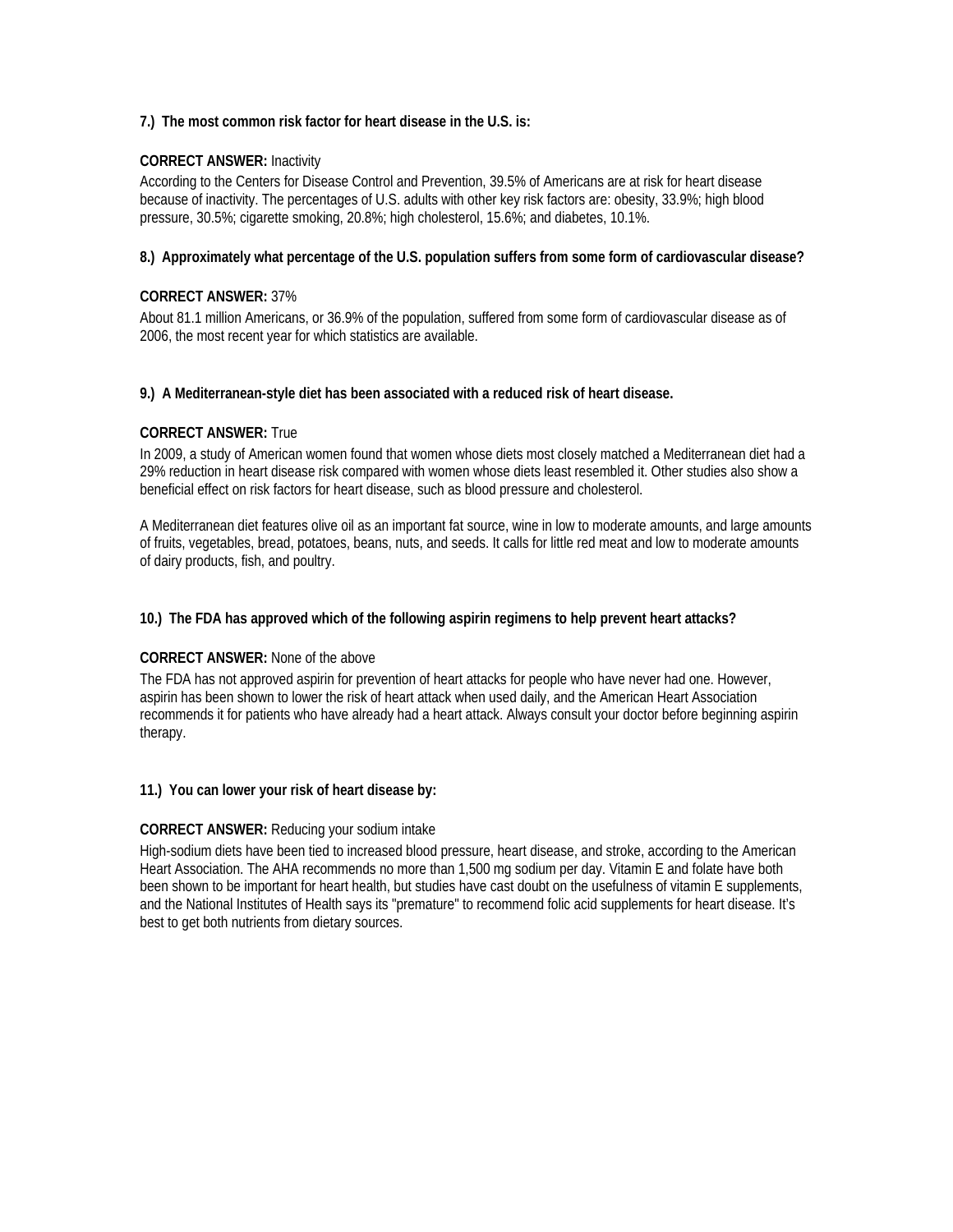**7.) The most common risk factor for heart disease in the U.S. is:**

**CORRECT ANSWER:** Inactivity

According to the Centers for Disease Control and Prevention, 39.5% of Americans are at risk for heart disease because of inactivity. The percentages of U.S. adults with other key risk factors are: obesity, 33.9%; high blood pressure, 30.5%; cigarette smoking, 20.8%; high cholesterol, 15.6%; and diabetes, 10.1%.

**8.) Approximately what percentage of the U.S. population suffers from some form of cardiovascular disease?**

**CORRECT ANSWER:** 37%

About 81.1 million Americans, or 36.9% of the population, suffered from some form of cardiovascular disease as of 2006, the most recent year for which statistics are available.

**9.) A Mediterranean-style diet has been associated with a reduced risk of heart disease.**

**CORRECT ANSWER:** True

In 2009, a study of American women found that women whose diets most closely matched a Mediterranean diet had a 29% reduction in heart disease risk compared with women whose diets least resembled it. Other studies also show a beneficial effect on risk factors for heart disease, such as blood pressure and cholesterol.

A Mediterranean diet features olive oil as an important fat source, wine in low to moderate amounts, and large amounts of fruits, vegetables, bread, potatoes, beans, nuts, and seeds. It calls for little red meat and low to moderate amounts of dairy products, fish, and poultry.

**10.) The FDA has approved which of the following aspirin regimens to help prevent heart attacks?**

**CORRECT ANSWER:** None of the above

The FDA has not approved aspirin for prevention of heart attacks for people who have never had one. However, aspirin has been shown to lower the risk of heart attack when used daily, and the American Heart Association recommends it for patients who have already had a heart attack. Always consult your doctor before beginning aspirin therapy.

**11.) You can lower your risk of heart disease by:**

**CORRECT ANSWER:** Reducing your sodium intake

High-sodium diets have been tied to increased blood pressure, heart disease, and stroke, according to the American Heart Association. The AHA recommends no more than 1,500 mg sodium per day. Vitamin E and folate have both been shown to be important for heart health, but studies have cast doubt on the usefulness of vitamin E supplements, and the National Institutes of Health says its "premature" to recommend folic acid supplements for heart disease. It's best to get both nutrients from dietary sources.